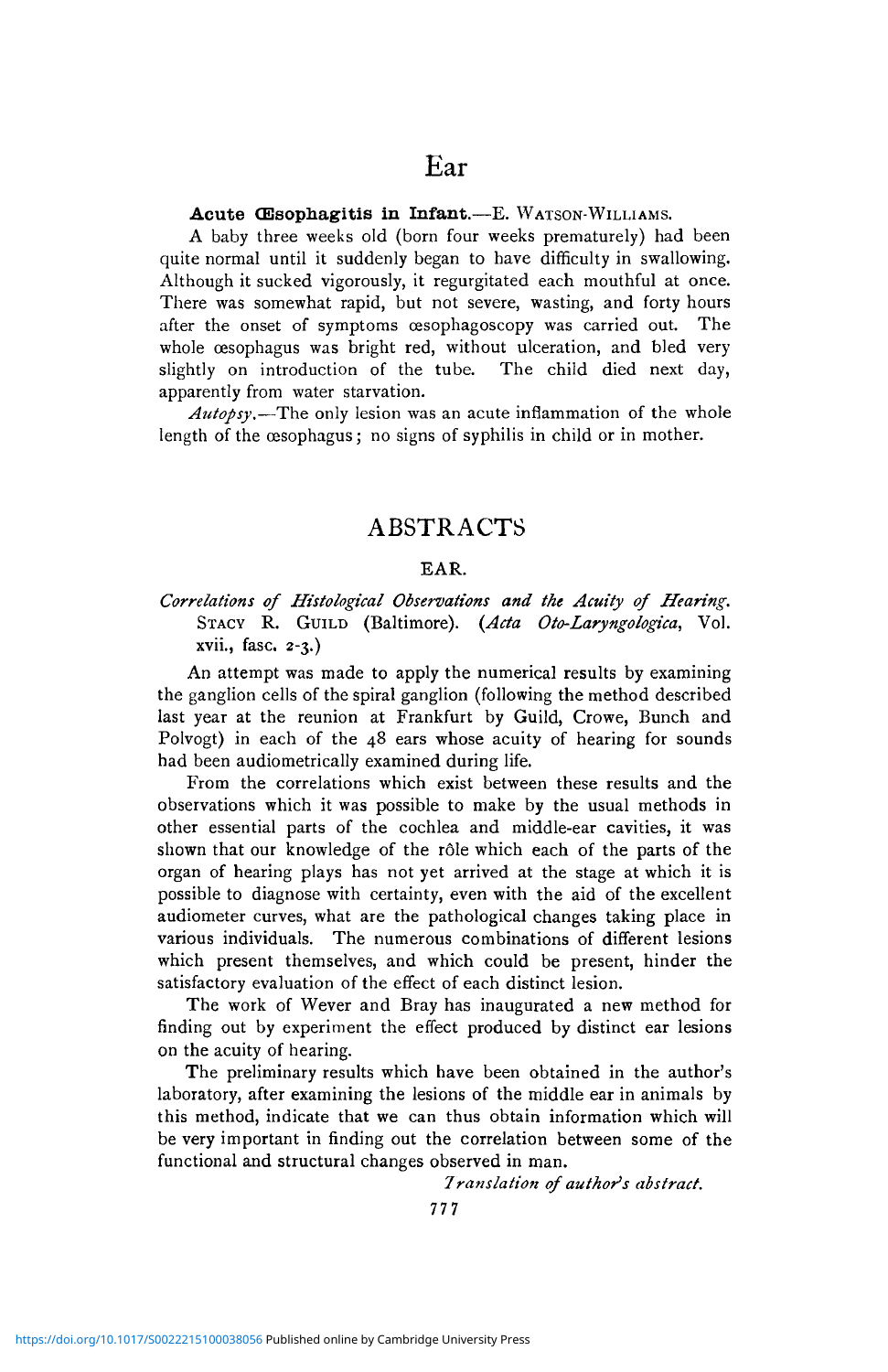# Ear

**Acute Œsophagitis in Infant.**—E. WATSON-WILLIAMS.

A baby three weeks old (born four weeks prematurely) had been quite normal until it suddenly began to have difficulty in swallowing. Although it sucked vigorously, it regurgitated each mouthful at once. There was somewhat rapid, but not severe, wasting, and forty hours after the onset of symptoms œsophagoscopy was carried out. The whole œsophagus was bright red, without ulceration, and bled very slightly on introduction of the tube. The child died next day, apparently from water starvation.

*Autopsy*.—The only lesion was an acute inflammation of the whole length of the œsophagus; no signs of syphilis in child or in mother.

## ABSTRACTS

### EAR.

*Correlations of Histological Observations and the Acuity of Hearing.* STACY R. GUILD (Baltimore). (*Acta Oto-Laryngologica*, Vol. xvii., fasc. 2-3.)

An attempt was made to apply the numerical results by examining the ganglion cells of the spiral ganglion (following the method described last year at the reunion at Frankfurt by Guild, Crowe, Bunch and Polvogt) in each of the 48 ears whose acuity of hearing for sounds had been audiometrically examined during life.

From the correlations which exist between these results and the observations which it was possible to make by the usual methods in other essential parts of the cochlea and middle-ear cavities, it was shown that our knowledge of the rôle which each of the parts of the organ of hearing plays has not yet arrived at the stage at which it is possible to diagnose with certainty, even with the aid of the excellent audiometer curves, what are the pathological changes taking place in various individuals. The numerous combinations of different lesions which present themselves, and which could be present, hinder the satisfactory evaluation of the effect of each distinct lesion.

The work of Wever and Bray has inaugurated a new method for finding out by experiment the effect produced by distinct ear lesions on the acuity of hearing.

The preliminary results which have been obtained in the author's laboratory, after examining the lesions of the middle ear in animals by this method, indicate that we can thus obtain information which will be very important in finding out the correlation between some of the functional and structural changes observed in man.

*Translation of author's abstract.*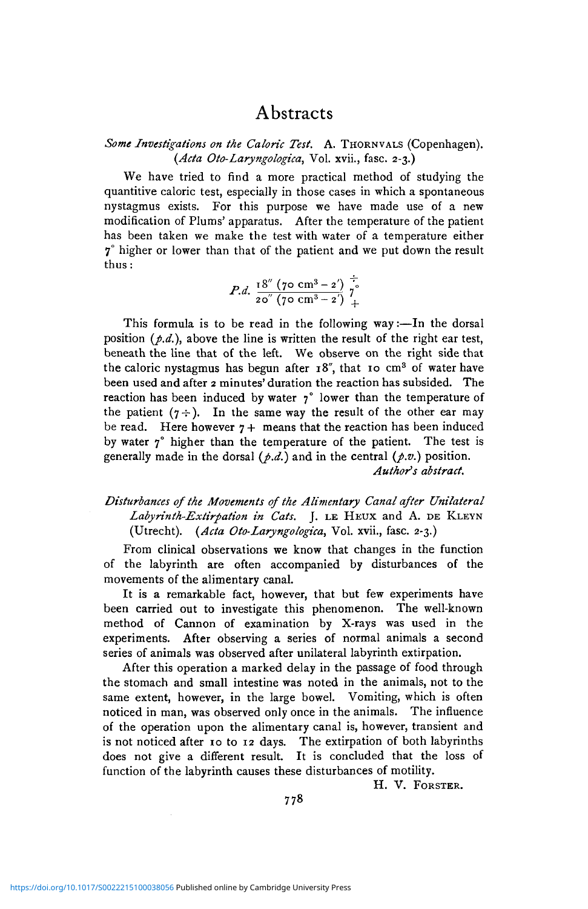# Abstracts

*Some Investigations on the Caloric Test.* A. Thornvals (Copenhagen). (*Acta Oto-Laryngologica*, Vol. xvii., fasc. 2-3.)

We have tried to find a more practical method of studying the quantitive caloric test, especially in those cases in which a spontaneous nystagmus exists. For this purpose we have made use of a new modification of Plums' apparatus. After the temperature of the patient has been taken we make the test with water of a temperature either 7° higher or lower than that of the patient and we put down the result thus:

$$P.d.\ \frac{18''\ (70\ \text{cm}^3 - 2')}{20''\ (70\ \text{cm}^3 - 2')}\ \overset{\div}{\underset{+}{7^{\circ}}}$$

This formula is to be read in the following way:—In the dorsal position (*p.d.*), above the line is written the result of the right ear test, beneath the line that of the left. We observe on the right side that the caloric nystagmus has begun after 18″, that 10 cm³ of water have been used and after 2 minutes' duration the reaction has subsided. The reaction has been induced by water 7° lower than the temperature of the patient (7 ÷). In the same way the result of the other ear may be read. Here however 7 + means that the reaction has been induced by water 7° higher than the temperature of the patient. The test is generally made in the dorsal (*p.d.*) and in the central (*p.v.*) position.

*Author's abstract.*

*Disturbances of the Movements of the Alimentary Canal after Unilateral Labyrinth-Extirpation in Cats.* J. le Heux and A. de Kleyn (Utrecht). (*Acta Oto-Laryngologica*, Vol. xvii., fasc. 2-3.)

From clinical observations we know that changes in the function of the labyrinth are often accompanied by disturbances of the movements of the alimentary canal.

It is a remarkable fact, however, that but few experiments have been carried out to investigate this phenomenon. The well-known method of Cannon of examination by X-rays was used in the experiments. After observing a series of normal animals a second series of animals was observed after unilateral labyrinth extirpation.

After this operation a marked delay in the passage of food through the stomach and small intestine was noted in the animals, not to the same extent, however, in the large bowel. Vomiting, which is often noticed in man, was observed only once in the animals. The influence of the operation upon the alimentary canal is, however, transient and is not noticed after 10 to 12 days. The extirpation of both labyrinths does not give a different result. It is concluded that the loss of function of the labyrinth causes these disturbances of motility.

H. V. Forster.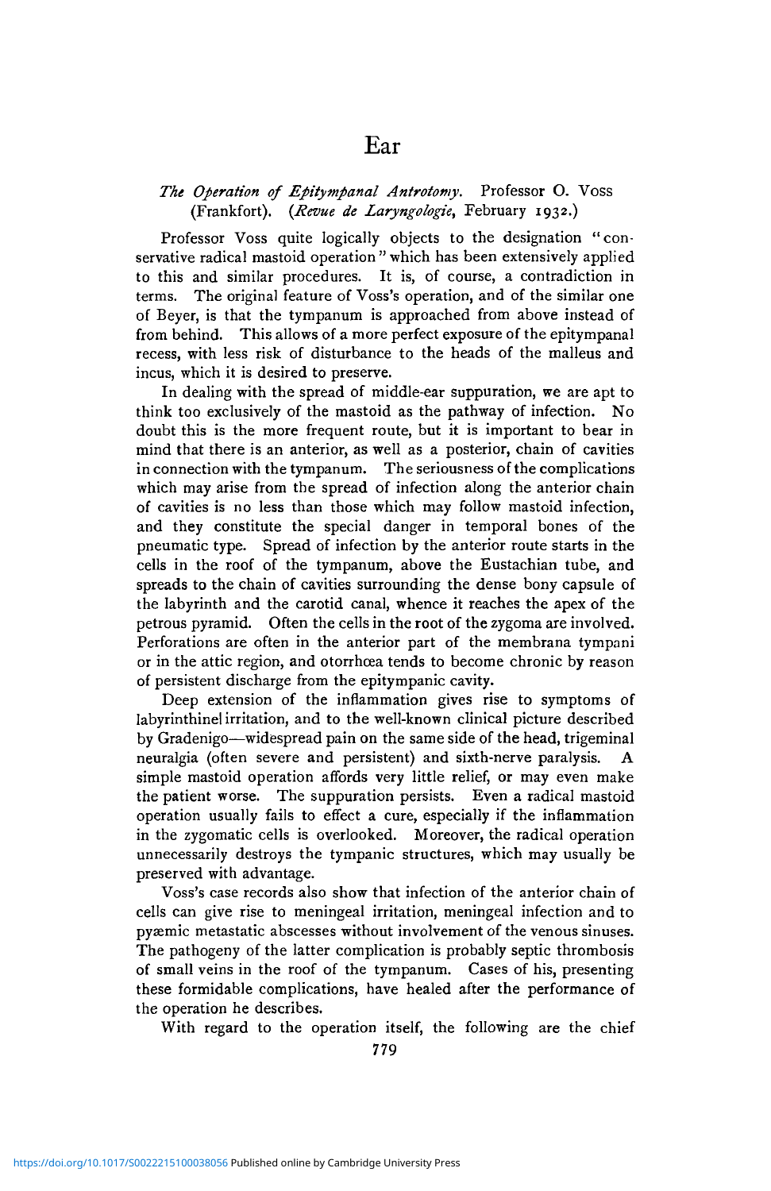# Ear

*The Operation of Epitympanal Antrotomy.* Professor O. Voss (Frankfort). (*Revue de Laryngologie*, February 1932.)

Professor Voss quite logically objects to the designation "conservative radical mastoid operation" which has been extensively applied to this and similar procedures. It is, of course, a contradiction in terms. The original feature of Voss's operation, and of the similar one of Beyer, is that the tympanum is approached from above instead of from behind. This allows of a more perfect exposure of the epitympanal recess, with less risk of disturbance to the heads of the malleus and incus, which it is desired to preserve.

In dealing with the spread of middle-ear suppuration, we are apt to think too exclusively of the mastoid as the pathway of infection. No doubt this is the more frequent route, but it is important to bear in mind that there is an anterior, as well as a posterior, chain of cavities in connection with the tympanum. The seriousness of the complications which may arise from the spread of infection along the anterior chain of cavities is no less than those which may follow mastoid infection, and they constitute the special danger in temporal bones of the pneumatic type. Spread of infection by the anterior route starts in the cells in the roof of the tympanum, above the Eustachian tube, and spreads to the chain of cavities surrounding the dense bony capsule of the labyrinth and the carotid canal, whence it reaches the apex of the petrous pyramid. Often the cells in the root of the zygoma are involved. Perforations are often in the anterior part of the membrana tympani or in the attic region, and otorrhœa tends to become chronic by reason of persistent discharge from the epitympanic cavity.

Deep extension of the inflammation gives rise to symptoms of labyrinthine irritation, and to the well-known clinical picture described by Gradenigo—widespread pain on the same side of the head, trigeminal neuralgia (often severe and persistent) and sixth-nerve paralysis. A simple mastoid operation affords very little relief, or may even make the patient worse. The suppuration persists. Even a radical mastoid operation usually fails to effect a cure, especially if the inflammation in the zygomatic cells is overlooked. Moreover, the radical operation unnecessarily destroys the tympanic structures, which may usually be preserved with advantage.

Voss's case records also show that infection of the anterior chain of cells can give rise to meningeal irritation, meningeal infection and to pyæmic metastatic abscesses without involvement of the venous sinuses. The pathogeny of the latter complication is probably septic thrombosis of small veins in the roof of the tympanum. Cases of his, presenting these formidable complications, have healed after the performance of the operation he describes.

With regard to the operation itself, the following are the chief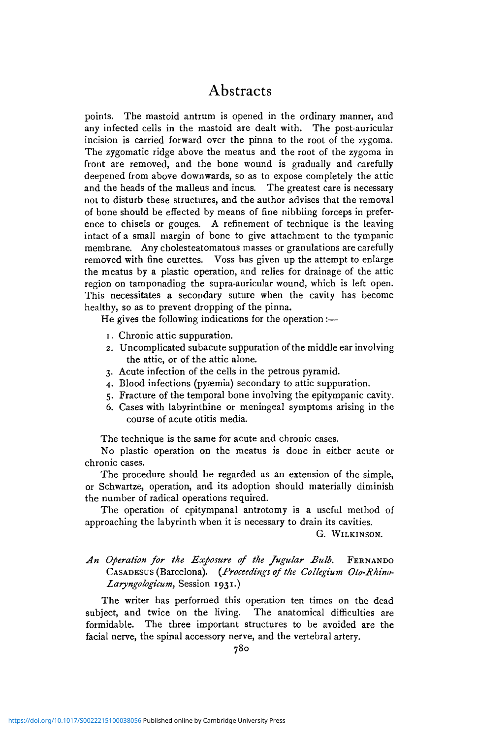points. The mastoid antrum is opened in the ordinary manner, and any infected cells in the mastoid are dealt with. The post-auricular incision is carried forward over the pinna to the root of the zygoma. The zygomatic ridge above the meatus and the root of the zygoma in front are removed, and the bone wound is gradually and carefully deepened from above downwards, so as to expose completely the attic and the heads of the malleus and incus. The greatest care is necessary not to disturb these structures, and the author advises that the removal of bone should be effected by means of fine nibbling forceps in preference to chisels or gouges. A refinement of technique is the leaving intact of a small margin of bone to give attachment to the tympanic membrane. Any cholesteatomatous masses or granulations are carefully removed with fine curettes. Voss has given up the attempt to enlarge the meatus by a plastic operation, and relies for drainage of the attic region on tamponading the supra-auricular wound, which is left open. This necessitates a secondary suture when the cavity has become healthy, so as to prevent dropping of the pinna.

He gives the following indications for the operation:—

1. Chronic attic suppuration.
2. Uncomplicated subacute suppuration of the middle ear involving the attic, or of the attic alone.
3. Acute infection of the cells in the petrous pyramid.
4. Blood infections (pyæmia) secondary to attic suppuration.
5. Fracture of the temporal bone involving the epitympanic cavity.
6. Cases with labyrinthine or meningeal symptoms arising in the course of acute otitis media.

The technique is the same for acute and chronic cases.

No plastic operation on the meatus is done in either acute or chronic cases.

The procedure should be regarded as an extension of the simple, or Schwartze, operation, and its adoption should materially diminish the number of radical operations required.

The operation of epitympanal antrotomy is a useful method of approaching the labyrinth when it is necessary to drain its cavities.

G. Wilkinson.

*An Operation for the Exposure of the Jugular Bulb.* Fernando Casadesus (Barcelona). (*Proceedings of the Collegium Oto-Rhino-Laryngologicum*, Session 1931.)

The writer has performed this operation ten times on the dead subject, and twice on the living. The anatomical difficulties are formidable. The three important structures to be avoided are the facial nerve, the spinal accessory nerve, and the vertebral artery.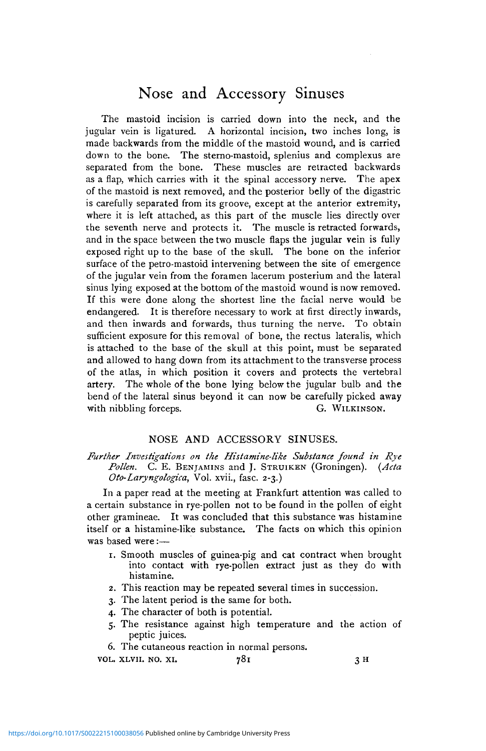The mastoid incision is carried down into the neck, and the jugular vein is ligatured. A horizontal incision, two inches long, is made backwards from the middle of the mastoid wound, and is carried down to the bone. The sterno-mastoid, splenius and complexus are separated from the bone. These muscles are retracted backwards as a flap, which carries with it the spinal accessory nerve. The apex of the mastoid is next removed, and the posterior belly of the digastric is carefully separated from its groove, except at the anterior extremity, where it is left attached, as this part of the muscle lies directly over the seventh nerve and protects it. The muscle is retracted forwards, and in the space between the two muscle flaps the jugular vein is fully exposed right up to the base of the skull. The bone on the inferior surface of the petro-mastoid intervening between the site of emergence of the jugular vein from the foramen lacerum posterium and the lateral sinus lying exposed at the bottom of the mastoid wound is now removed. If this were done along the shortest line the facial nerve would be endangered. It is therefore necessary to work at first directly inwards, and then inwards and forwards, thus turning the nerve. To obtain sufficient exposure for this removal of bone, the rectus lateralis, which is attached to the base of the skull at this point, must be separated and allowed to hang down from its attachment to the transverse process of the atlas, in which position it covers and protects the vertebral artery. The whole of the bone lying below the jugular bulb and the bend of the lateral sinus beyond it can now be carefully picked away with nibbling forceps.

G. Wilkinson.

## NOSE AND ACCESSORY SINUSES.

*Further Investigations on the Histamine-like Substance found in Rye Pollen.* C. E. Benjamins and J. Struiken (Groningen). (*Acta Oto-Laryngologica*, Vol. xvii., fasc. 2-3.)

In a paper read at the meeting at Frankfurt attention was called to a certain substance in rye-pollen not to be found in the pollen of eight other gramineae. It was concluded that this substance was histamine itself or a histamine-like substance. The facts on which this opinion was based were:—

1. Smooth muscles of guinea-pig and cat contract when brought into contact with rye-pollen extract just as they do with histamine.
2. This reaction may be repeated several times in succession.
3. The latent period is the same for both.
4. The character of both is potential.
5. The resistance against high temperature and the action of peptic juices.
6. The cutaneous reaction in normal persons.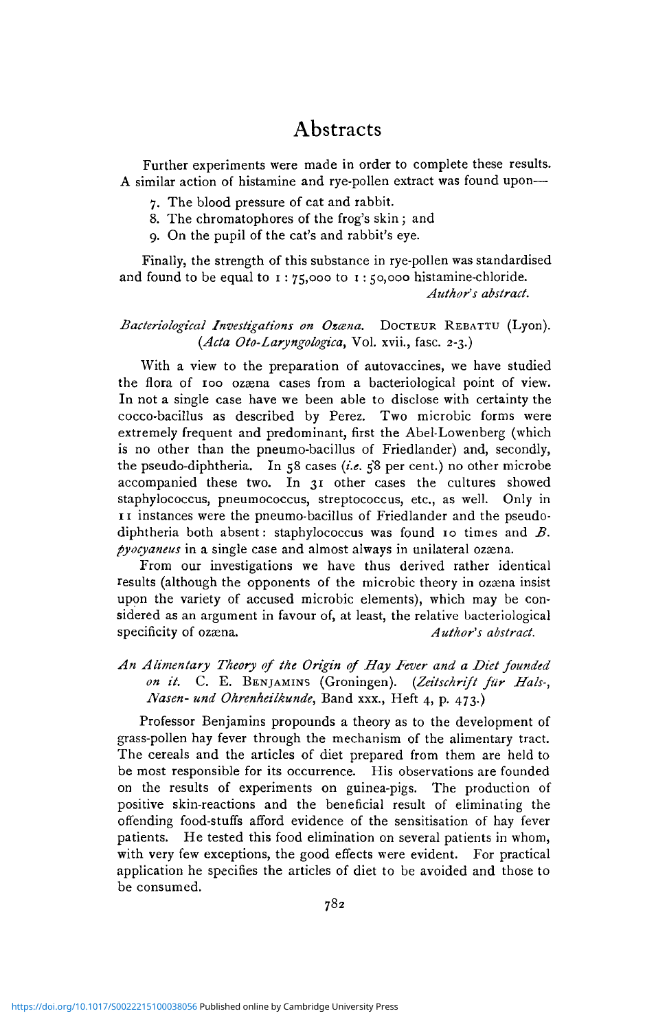# Abstracts

Further experiments were made in order to complete these results. A similar action of histamine and rye-pollen extract was found upon—

7. The blood pressure of cat and rabbit.
8. The chromatophores of the frog's skin; and
9. On the pupil of the cat's and rabbit's eye.

Finally, the strength of this substance in rye-pollen was standardised and found to be equal to 1 : 75,000 to 1 : 50,000 histamine-chloride.

*Author's abstract.*

*Bacteriological Investigations on Ozæna.* DOCTEUR REBATTU (Lyon). (*Acta Oto-Laryngologica*, Vol. xvii., fasc. 2-3.)

With a view to the preparation of autovaccines, we have studied the flora of 100 ozæna cases from a bacteriological point of view. In not a single case have we been able to disclose with certainty the cocco-bacillus as described by Perez. Two microbic forms were extremely frequent and predominant, first the Abel-Lowenberg (which is no other than the pneumo-bacillus of Friedlander) and, secondly, the pseudo-diphtheria. In 58 cases (*i.e.* 58 per cent.) no other microbe accompanied these two. In 31 other cases the cultures showed staphylococcus, pneumococcus, streptococcus, etc., as well. Only in 11 instances were the pneumo-bacillus of Friedlander and the pseudo-diphtheria both absent: staphylococcus was found 10 times and *B. pyocyaneus* in a single case and almost always in unilateral ozæna.

From our investigations we have thus derived rather identical results (although the opponents of the microbic theory in ozæna insist upon the variety of accused microbic elements), which may be considered as an argument in favour of, at least, the relative bacteriological specificity of ozæna.

*Author's abstract.*

*An Alimentary Theory of the Origin of Hay Fever and a Diet founded on it.* C. E. BENJAMINS (Groningen). (*Zeitschrift für Hals-, Nasen- und Ohrenheilkunde*, Band xxx., Heft 4, p. 473.)

Professor Benjamins propounds a theory as to the development of grass-pollen hay fever through the mechanism of the alimentary tract. The cereals and the articles of diet prepared from them are held to be most responsible for its occurrence. His observations are founded on the results of experiments on guinea-pigs. The production of positive skin-reactions and the beneficial result of eliminating the offending food-stuffs afford evidence of the sensitisation of hay fever patients. He tested this food elimination on several patients in whom, with very few exceptions, the good effects were evident. For practical application he specifies the articles of diet to be avoided and those to be consumed.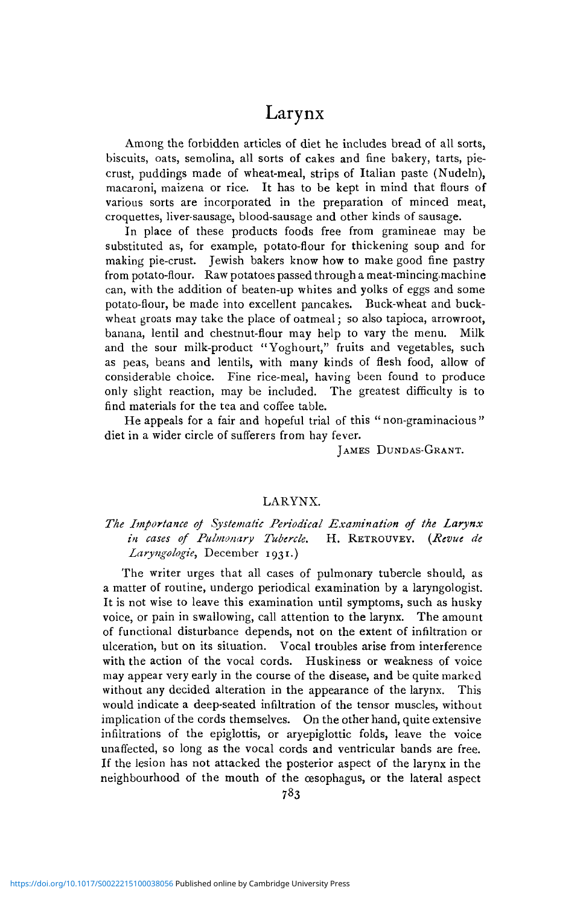# Larynx

Among the forbidden articles of diet he includes bread of all sorts, biscuits, oats, semolina, all sorts of cakes and fine bakery, tarts, pie-crust, puddings made of wheat-meal, strips of Italian paste (Nudeln), macaroni, maizena or rice. It has to be kept in mind that flours of various sorts are incorporated in the preparation of minced meat, croquettes, liver-sausage, blood-sausage and other kinds of sausage.

In place of these products foods free from gramineae may be substituted as, for example, potato-flour for thickening soup and for making pie-crust. Jewish bakers know how to make good fine pastry from potato-flour. Raw potatoes passed through a meat-mincing machine can, with the addition of beaten-up whites and yolks of eggs and some potato-flour, be made into excellent pancakes. Buck-wheat and buck-wheat groats may take the place of oatmeal; so also tapioca, arrowroot, banana, lentil and chestnut-flour may help to vary the menu. Milk and the sour milk-product "Yoghourt," fruits and vegetables, such as peas, beans and lentils, with many kinds of flesh food, allow of considerable choice. Fine rice-meal, having been found to produce only slight reaction, may be included. The greatest difficulty is to find materials for the tea and coffee table.

He appeals for a fair and hopeful trial of this "non-graminacious" diet in a wider circle of sufferers from hay fever.

JAMES DUNDAS-GRANT.

## LARYNX.

*The Importance of Systematic Periodical Examination of the Larynx in cases of Pulmonary Tubercle.* H. RETROUVEY. (*Revue de Laryngologie*, December 1931.)

The writer urges that all cases of pulmonary tubercle should, as a matter of routine, undergo periodical examination by a laryngologist. It is not wise to leave this examination until symptoms, such as husky voice, or pain in swallowing, call attention to the larynx. The amount of functional disturbance depends, not on the extent of infiltration or ulceration, but on its situation. Vocal troubles arise from interference with the action of the vocal cords. Huskiness or weakness of voice may appear very early in the course of the disease, and be quite marked without any decided alteration in the appearance of the larynx. This would indicate a deep-seated infiltration of the tensor muscles, without implication of the cords themselves. On the other hand, quite extensive infiltrations of the epiglottis, or aryepiglottic folds, leave the voice unaffected, so long as the vocal cords and ventricular bands are free. If the lesion has not attacked the posterior aspect of the larynx in the neighbourhood of the mouth of the œsophagus, or the lateral aspect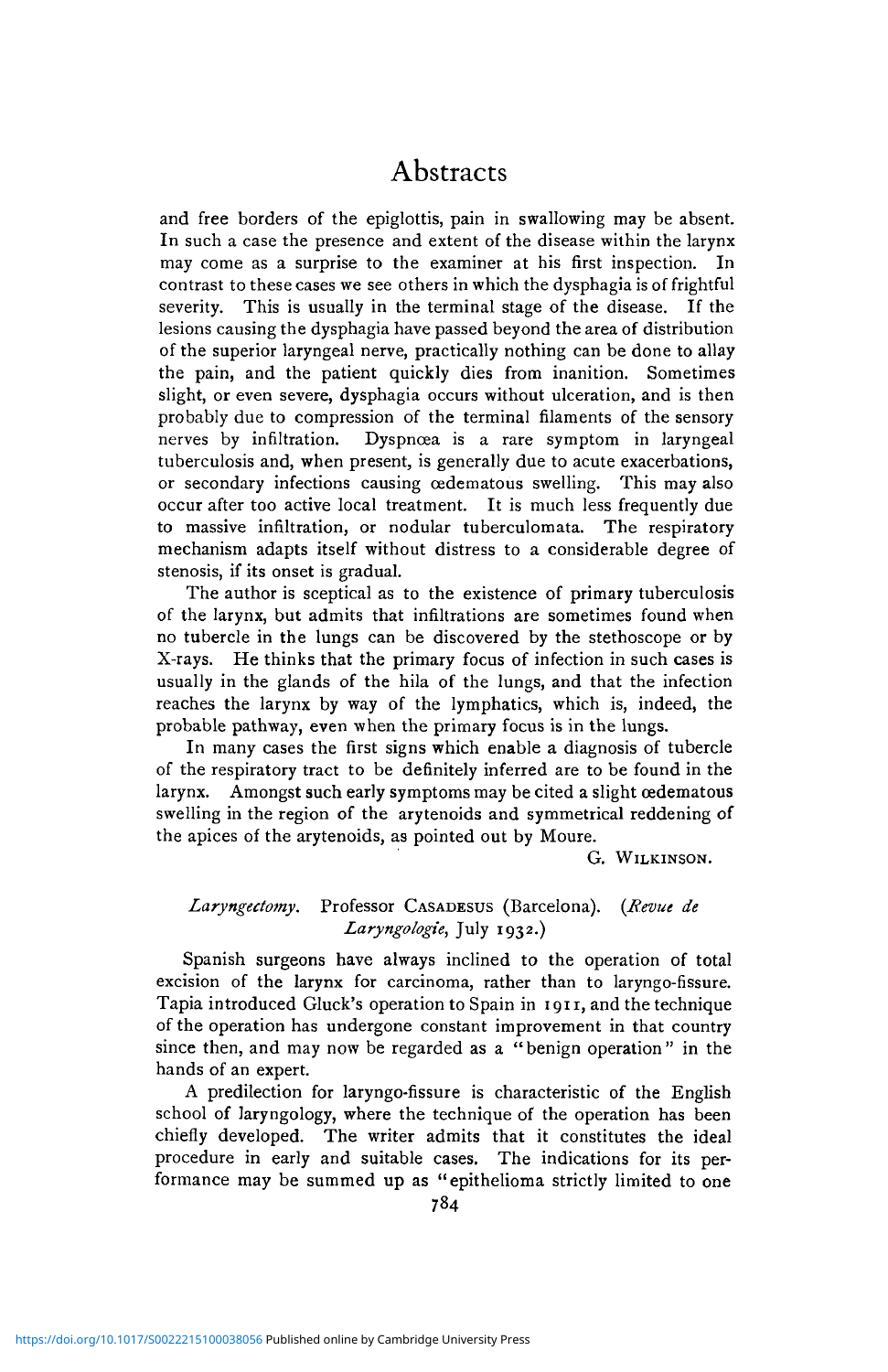and free borders of the epiglottis, pain in swallowing may be absent. In such a case the presence and extent of the disease within the larynx may come as a surprise to the examiner at his first inspection. In contrast to these cases we see others in which the dysphagia is of frightful severity. This is usually in the terminal stage of the disease. If the lesions causing the dysphagia have passed beyond the area of distribution of the superior laryngeal nerve, practically nothing can be done to allay the pain, and the patient quickly dies from inanition. Sometimes slight, or even severe, dysphagia occurs without ulceration, and is then probably due to compression of the terminal filaments of the sensory nerves by infiltration. Dyspnœa is a rare symptom in laryngeal tuberculosis and, when present, is generally due to acute exacerbations, or secondary infections causing œdematous swelling. This may also occur after too active local treatment. It is much less frequently due to massive infiltration, or nodular tuberculomata. The respiratory mechanism adapts itself without distress to a considerable degree of stenosis, if its onset is gradual.

The author is sceptical as to the existence of primary tuberculosis of the larynx, but admits that infiltrations are sometimes found when no tubercle in the lungs can be discovered by the stethoscope or by X-rays. He thinks that the primary focus of infection in such cases is usually in the glands of the hila of the lungs, and that the infection reaches the larynx by way of the lymphatics, which is, indeed, the probable pathway, even when the primary focus is in the lungs.

In many cases the first signs which enable a diagnosis of tubercle of the respiratory tract to be definitely inferred are to be found in the larynx. Amongst such early symptoms may be cited a slight œdematous swelling in the region of the arytenoids and symmetrical reddening of the apices of the arytenoids, as pointed out by Moure.

G. Wilkinson.

*Laryngectomy.* Professor Casadesus (Barcelona). (*Revue de Laryngologie*, July 1932.)

Spanish surgeons have always inclined to the operation of total excision of the larynx for carcinoma, rather than to laryngo-fissure. Tapia introduced Gluck's operation to Spain in 1911, and the technique of the operation has undergone constant improvement in that country since then, and may now be regarded as a "benign operation" in the hands of an expert.

A predilection for laryngo-fissure is characteristic of the English school of laryngology, where the technique of the operation has been chiefly developed. The writer admits that it constitutes the ideal procedure in early and suitable cases. The indications for its performance may be summed up as "epithelioma strictly limited to one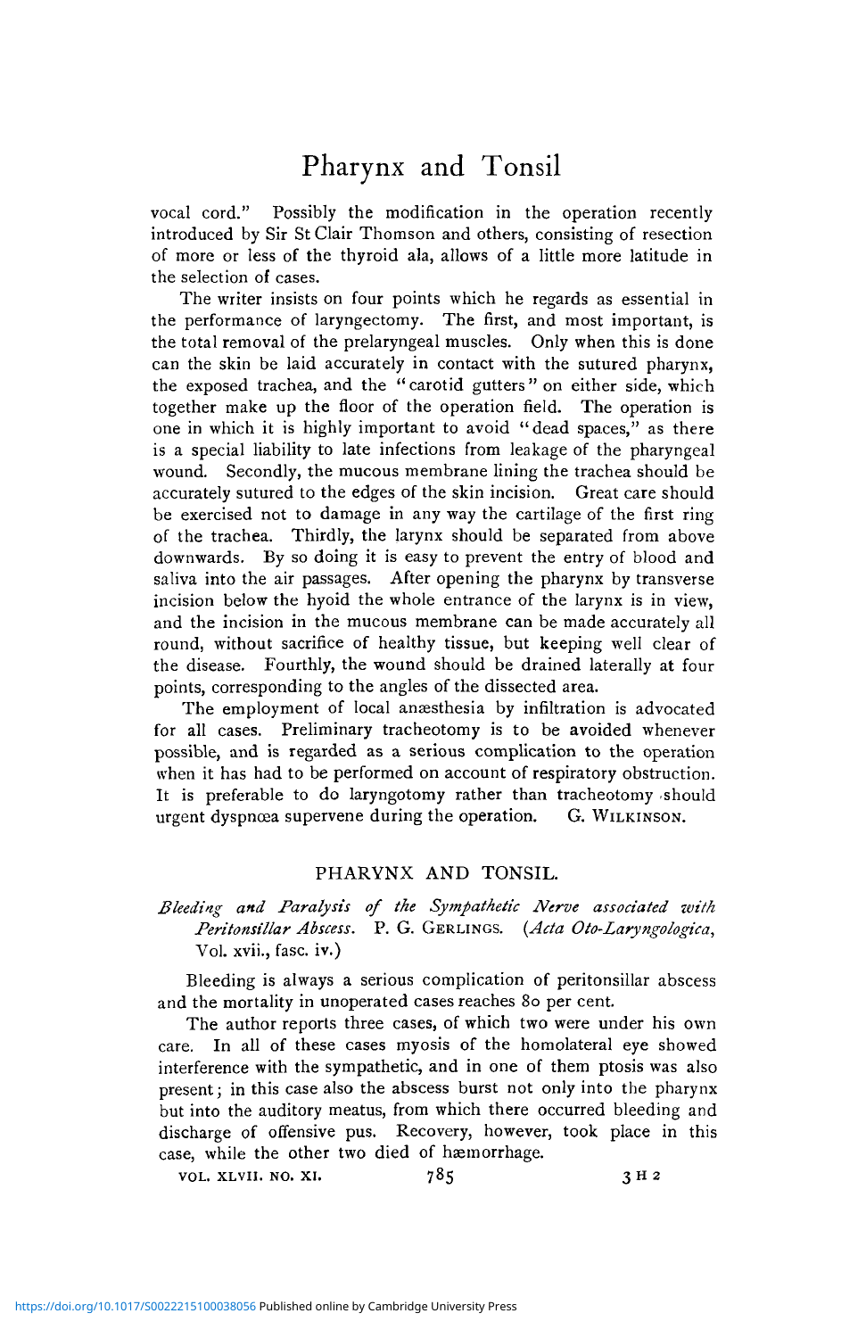vocal cord." Possibly the modification in the operation recently introduced by Sir St Clair Thomson and others, consisting of resection of more or less of the thyroid ala, allows of a little more latitude in the selection of cases.

The writer insists on four points which he regards as essential in the performance of laryngectomy. The first, and most important, is the total removal of the prelaryngeal muscles. Only when this is done can the skin be laid accurately in contact with the sutured pharynx, the exposed trachea, and the "carotid gutters" on either side, which together make up the floor of the operation field. The operation is one in which it is highly important to avoid "dead spaces," as there is a special liability to late infections from leakage of the pharyngeal wound. Secondly, the mucous membrane lining the trachea should be accurately sutured to the edges of the skin incision. Great care should be exercised not to damage in any way the cartilage of the first ring of the trachea. Thirdly, the larynx should be separated from above downwards. By so doing it is easy to prevent the entry of blood and saliva into the air passages. After opening the pharynx by transverse incision below the hyoid the whole entrance of the larynx is in view, and the incision in the mucous membrane can be made accurately all round, without sacrifice of healthy tissue, but keeping well clear of the disease. Fourthly, the wound should be drained laterally at four points, corresponding to the angles of the dissected area.

The employment of local anæsthesia by infiltration is advocated for all cases. Preliminary tracheotomy is to be avoided whenever possible, and is regarded as a serious complication to the operation when it has had to be performed on account of respiratory obstruction. It is preferable to do laryngotomy rather than tracheotomy should urgent dyspnœa supervene during the operation. G. Wilkinson.

## PHARYNX AND TONSIL.

*Bleeding and Paralysis of the Sympathetic Nerve associated with Peritonsillar Abscess.* P. G. Gerlings. (*Acta Oto-Laryngologica*, Vol. xvii., fasc. iv.)

Bleeding is always a serious complication of peritonsillar abscess and the mortality in unoperated cases reaches 80 per cent.

The author reports three cases, of which two were under his own care. In all of these cases myosis of the homolateral eye showed interference with the sympathetic, and in one of them ptosis was also present; in this case also the abscess burst not only into the pharynx but into the auditory meatus, from which there occurred bleeding and discharge of offensive pus. Recovery, however, took place in this case, while the other two died of hæmorrhage.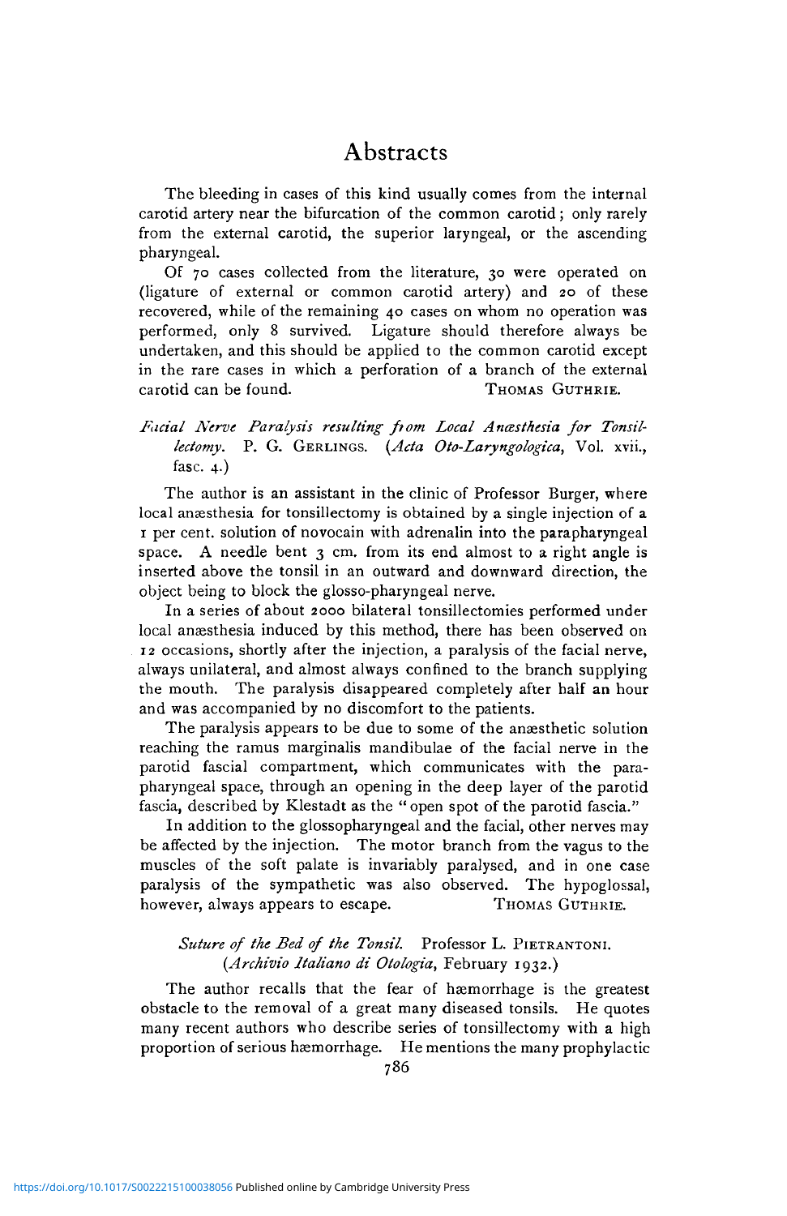# Abstracts

The bleeding in cases of this kind usually comes from the internal carotid artery near the bifurcation of the common carotid; only rarely from the external carotid, the superior laryngeal, or the ascending pharyngeal.

Of 70 cases collected from the literature, 30 were operated on (ligature of external or common carotid artery) and 20 of these recovered, while of the remaining 40 cases on whom no operation was performed, only 8 survived. Ligature should therefore always be undertaken, and this should be applied to the common carotid except in the rare cases in which a perforation of a branch of the external carotid can be found.

THOMAS GUTHRIE.

*Facial Nerve Paralysis resulting from Local Anæsthesia for Tonsillectomy.* P. G. GERLINGS. (*Acta Oto-Laryngologica*, Vol. xvii., fasc. 4.)

The author is an assistant in the clinic of Professor Burger, where local anæsthesia for tonsillectomy is obtained by a single injection of a 1 per cent. solution of novocain with adrenalin into the parapharyngeal space. A needle bent 3 cm. from its end almost to a right angle is inserted above the tonsil in an outward and downward direction, the object being to block the glosso-pharyngeal nerve.

In a series of about 2000 bilateral tonsillectomies performed under local anæsthesia induced by this method, there has been observed on 12 occasions, shortly after the injection, a paralysis of the facial nerve, always unilateral, and almost always confined to the branch supplying the mouth. The paralysis disappeared completely after half an hour and was accompanied by no discomfort to the patients.

The paralysis appears to be due to some of the anæsthetic solution reaching the ramus marginalis mandibulae of the facial nerve in the parotid fascial compartment, which communicates with the parapharyngeal space, through an opening in the deep layer of the parotid fascia, described by Klestadt as the "open spot of the parotid fascia."

In addition to the glossopharyngeal and the facial, other nerves may be affected by the injection. The motor branch from the vagus to the muscles of the soft palate is invariably paralysed, and in one case paralysis of the sympathetic was also observed. The hypoglossal, however, always appears to escape.

THOMAS GUTHRIE.

*Suture of the Bed of the Tonsil.* Professor L. PIETRANTONI. (*Archivio Italiano di Otologia*, February 1932.)

The author recalls that the fear of hæmorrhage is the greatest obstacle to the removal of a great many diseased tonsils. He quotes many recent authors who describe series of tonsillectomy with a high proportion of serious hæmorrhage. He mentions the many prophylactic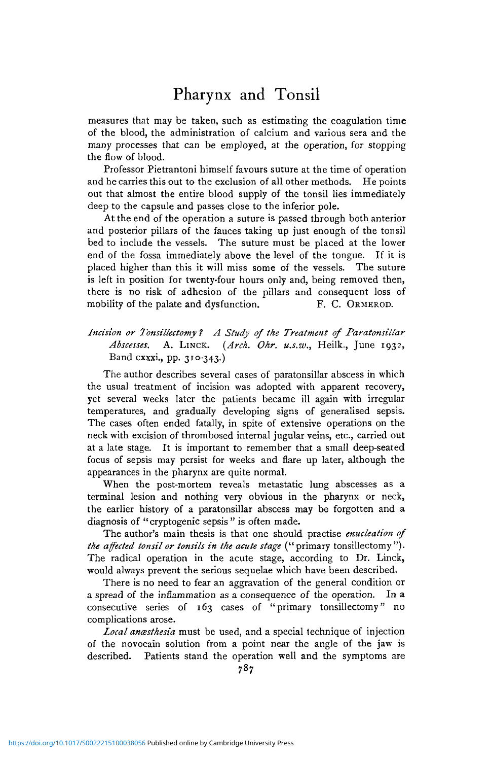measures that may be taken, such as estimating the coagulation time of the blood, the administration of calcium and various sera and the many processes that can be employed, at the operation, for stopping the flow of blood.

Professor Pietrantoni himself favours suture at the time of operation and he carries this out to the exclusion of all other methods. He points out that almost the entire blood supply of the tonsil lies immediately deep to the capsule and passes close to the inferior pole.

At the end of the operation a suture is passed through both anterior and posterior pillars of the fauces taking up just enough of the tonsil bed to include the vessels. The suture must be placed at the lower end of the fossa immediately above the level of the tongue. If it is placed higher than this it will miss some of the vessels. The suture is left in position for twenty-four hours only and, being removed then, there is no risk of adhesion of the pillars and consequent loss of mobility of the palate and dysfunction. F. C. ORMEROD.

*Incision or Tonsillectomy? A Study of the Treatment of Paratonsillar Abscesses.* A. LINCK. (*Arch. Ohr. u.s.w.*, Heilk., June 1932, Band cxxxi., pp. 310-343.)

The author describes several cases of paratonsillar abscess in which the usual treatment of incision was adopted with apparent recovery, yet several weeks later the patients became ill again with irregular temperatures, and gradually developing signs of generalised sepsis. The cases often ended fatally, in spite of extensive operations on the neck with excision of thrombosed internal jugular veins, etc., carried out at a late stage. It is important to remember that a small deep-seated focus of sepsis may persist for weeks and flare up later, although the appearances in the pharynx are quite normal.

When the post-mortem reveals metastatic lung abscesses as a terminal lesion and nothing very obvious in the pharynx or neck, the earlier history of a paratonsillar abscess may be forgotten and a diagnosis of "cryptogenic sepsis" is often made.

The author's main thesis is that one should practise *enucleation of the affected tonsil or tonsils in the acute stage* ("primary tonsillectomy"). The radical operation in the acute stage, according to Dr. Linck, would always prevent the serious sequelae which have been described.

There is no need to fear an aggravation of the general condition or a spread of the inflammation as a consequence of the operation. In a consecutive series of 163 cases of "primary tonsillectomy" no complications arose.

*Local anæsthesia* must be used, and a special technique of injection of the novocain solution from a point near the angle of the jaw is described. Patients stand the operation well and the symptoms are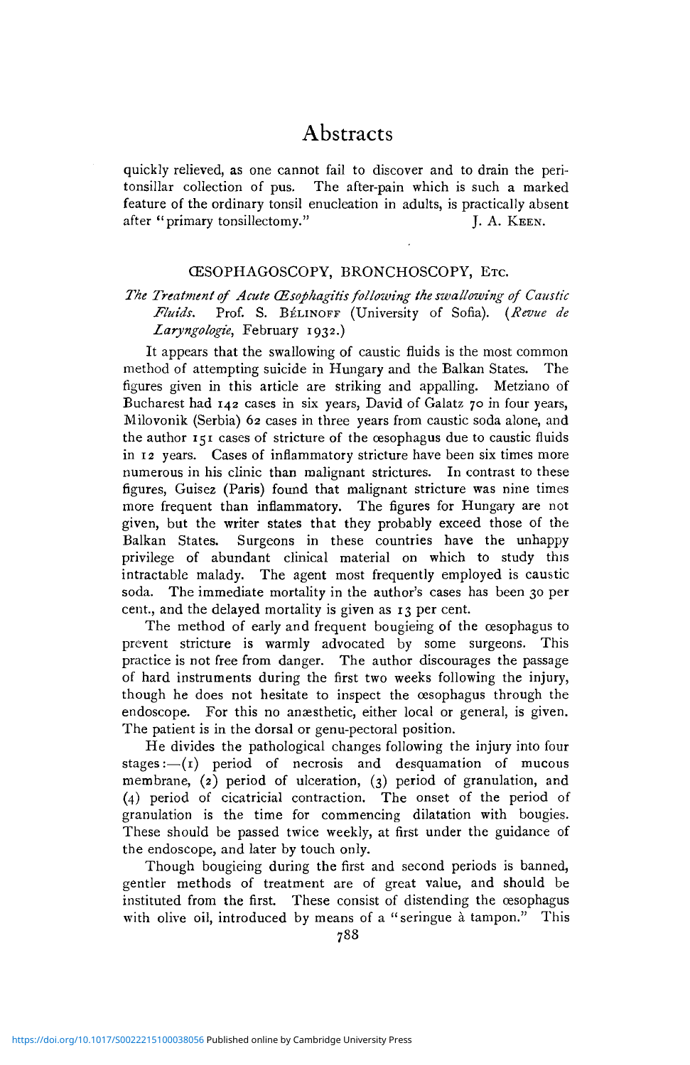quickly relieved, as one cannot fail to discover and to drain the peritonsillar collection of pus. The after-pain which is such a marked feature of the ordinary tonsil enucleation in adults, is practically absent after "primary tonsillectomy." J. A. KEEN.

## ŒSOPHAGOSCOPY, BRONCHOSCOPY, ETC.

*The Treatment of Acute Œsophagitis following the swallowing of Caustic Fluids.* Prof. S. BÉLINOFF (University of Sofia). (*Revue de Laryngologie*, February 1932.)

It appears that the swallowing of caustic fluids is the most common method of attempting suicide in Hungary and the Balkan States. The figures given in this article are striking and appalling. Metziano of Bucharest had 142 cases in six years, David of Galatz 70 in four years, Milovonik (Serbia) 62 cases in three years from caustic soda alone, and the author 151 cases of stricture of the œsophagus due to caustic fluids in 12 years. Cases of inflammatory stricture have been six times more numerous in his clinic than malignant strictures. In contrast to these figures, Guisez (Paris) found that malignant stricture was nine times more frequent than inflammatory. The figures for Hungary are not given, but the writer states that they probably exceed those of the Balkan States. Surgeons in these countries have the unhappy privilege of abundant clinical material on which to study this intractable malady. The agent most frequently employed is caustic soda. The immediate mortality in the author's cases has been 30 per cent., and the delayed mortality is given as 13 per cent.

The method of early and frequent bougieing of the œsophagus to prevent stricture is warmly advocated by some surgeons. This practice is not free from danger. The author discourages the passage of hard instruments during the first two weeks following the injury, though he does not hesitate to inspect the œsophagus through the endoscope. For this no anæsthetic, either local or general, is given. The patient is in the dorsal or genu-pectoral position.

He divides the pathological changes following the injury into four stages:—(1) period of necrosis and desquamation of mucous membrane, (2) period of ulceration, (3) period of granulation, and (4) period of cicatricial contraction. The onset of the period of granulation is the time for commencing dilatation with bougies. These should be passed twice weekly, at first under the guidance of the endoscope, and later by touch only.

Though bougieing during the first and second periods is banned, gentler methods of treatment are of great value, and should be instituted from the first. These consist of distending the œsophagus with olive oil, introduced by means of a "seringue à tampon." This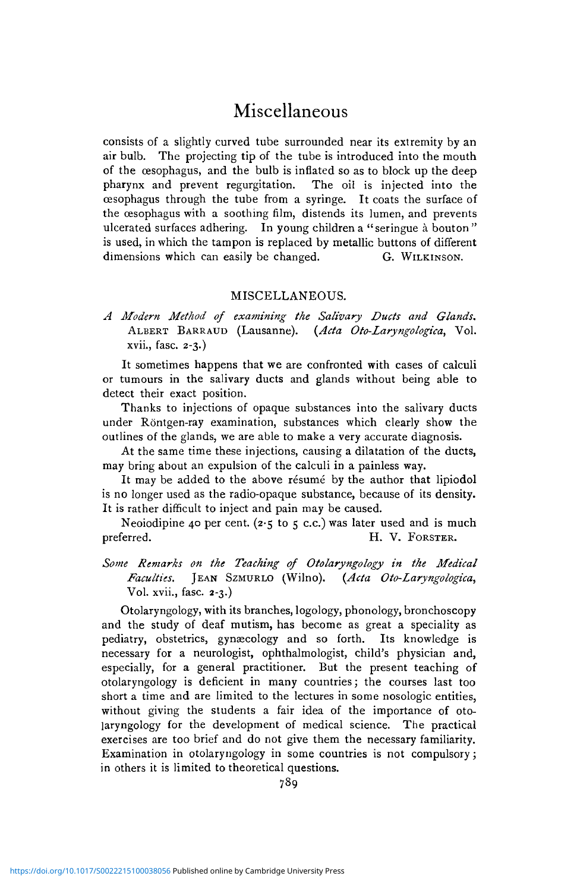consists of a slightly curved tube surrounded near its extremity by an air bulb. The projecting tip of the tube is introduced into the mouth of the œsophagus, and the bulb is inflated so as to block up the deep pharynx and prevent regurgitation. The oil is injected into the œsophagus through the tube from a syringe. It coats the surface of the œsophagus with a soothing film, distends its lumen, and prevents ulcerated surfaces adhering. In young children a "seringue à bouton" is used, in which the tampon is replaced by metallic buttons of different dimensions which can easily be changed. G. WILKINSON.

## MISCELLANEOUS.

*A Modern Method of examining the Salivary Ducts and Glands.* ALBERT BARRAUD (Lausanne). (*Acta Oto-Laryngologica*, Vol. xvii., fasc. 2-3.)

It sometimes happens that we are confronted with cases of calculi or tumours in the salivary ducts and glands without being able to detect their exact position.

Thanks to injections of opaque substances into the salivary ducts under Röntgen-ray examination, substances which clearly show the outlines of the glands, we are able to make a very accurate diagnosis.

At the same time these injections, causing a dilatation of the ducts, may bring about an expulsion of the calculi in a painless way.

It may be added to the above résumé by the author that lipiodol is no longer used as the radio-opaque substance, because of its density. It is rather difficult to inject and pain may be caused.

Neoiodipine 40 per cent. (2·5 to 5 c.c.) was later used and is much preferred. H. V. FORSTER.

*Some Remarks on the Teaching of Otolaryngology in the Medical Faculties.* JEAN SZMURLO (Wilno). (*Acta Oto-Laryngologica*, Vol. xvii., fasc. 2-3.)

Otolaryngology, with its branches, logology, phonology, bronchoscopy and the study of deaf mutism, has become as great a speciality as pediatry, obstetrics, gynæcology and so forth. Its knowledge is necessary for a neurologist, ophthalmologist, child's physician and, especially, for a general practitioner. But the present teaching of otolaryngology is deficient in many countries; the courses last too short a time and are limited to the lectures in some nosologic entities, without giving the students a fair idea of the importance of otolaryngology for the development of medical science. The practical exercises are too brief and do not give them the necessary familiarity. Examination in otolaryngology in some countries is not compulsory; in others it is limited to theoretical questions.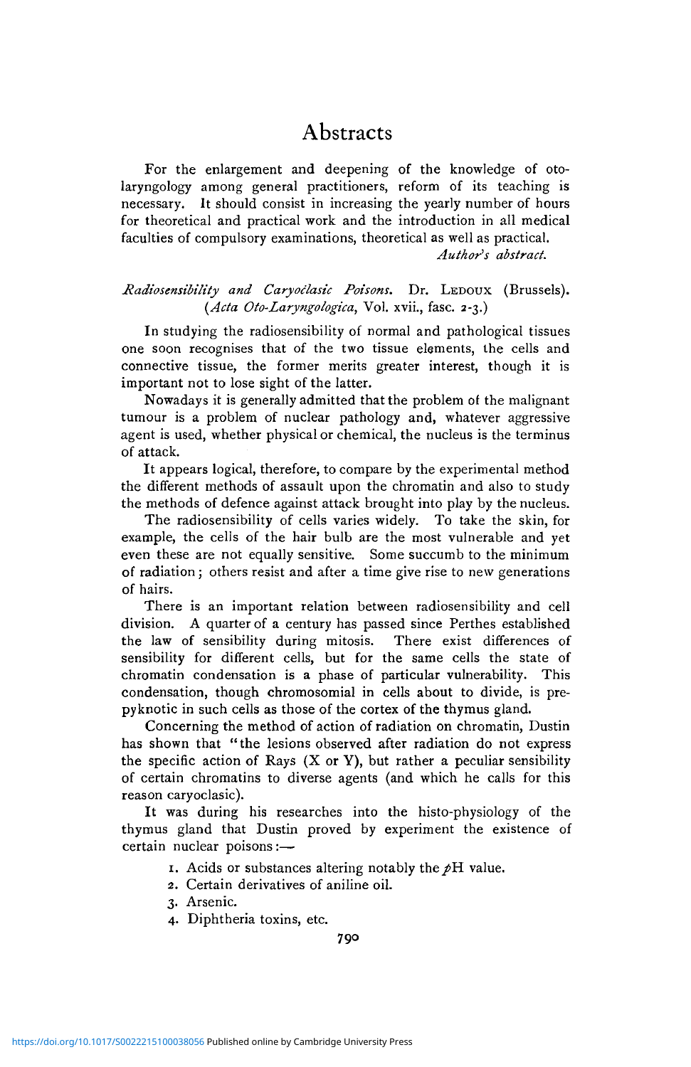# Abstracts

For the enlargement and deepening of the knowledge of oto-laryngology among general practitioners, reform of its teaching is necessary. It should consist in increasing the yearly number of hours for theoretical and practical work and the introduction in all medical faculties of compulsory examinations, theoretical as well as practical.

*Author's abstract.*

*Radiosensibility and Caryoclasic Poisons.* Dr. LEDOUX (Brussels). (*Acta Oto-Laryngologica*, Vol. xvii., fasc. 2-3.)

In studying the radiosensibility of normal and pathological tissues one soon recognises that of the two tissue elements, the cells and connective tissue, the former merits greater interest, though it is important not to lose sight of the latter.

Nowadays it is generally admitted that the problem of the malignant tumour is a problem of nuclear pathology and, whatever aggressive agent is used, whether physical or chemical, the nucleus is the terminus of attack.

It appears logical, therefore, to compare by the experimental method the different methods of assault upon the chromatin and also to study the methods of defence against attack brought into play by the nucleus.

The radiosensibility of cells varies widely. To take the skin, for example, the cells of the hair bulb are the most vulnerable and yet even these are not equally sensitive. Some succumb to the minimum of radiation; others resist and after a time give rise to new generations of hairs.

There is an important relation between radiosensibility and cell division. A quarter of a century has passed since Perthes established the law of sensibility during mitosis. There exist differences of sensibility for different cells, but for the same cells the state of chromatin condensation is a phase of particular vulnerability. This condensation, though chromosomial in cells about to divide, is pre-pyknotic in such cells as those of the cortex of the thymus gland.

Concerning the method of action of radiation on chromatin, Dustin has shown that "the lesions observed after radiation do not express the specific action of Rays (X or Y), but rather a peculiar sensibility of certain chromatins to diverse agents (and which he calls for this reason caryoclasic).

It was during his researches into the histo-physiology of the thymus gland that Dustin proved by experiment the existence of certain nuclear poisons:—

1. Acids or substances altering notably the *p*H value.
2. Certain derivatives of aniline oil.
3. Arsenic.
4. Diphtheria toxins, etc.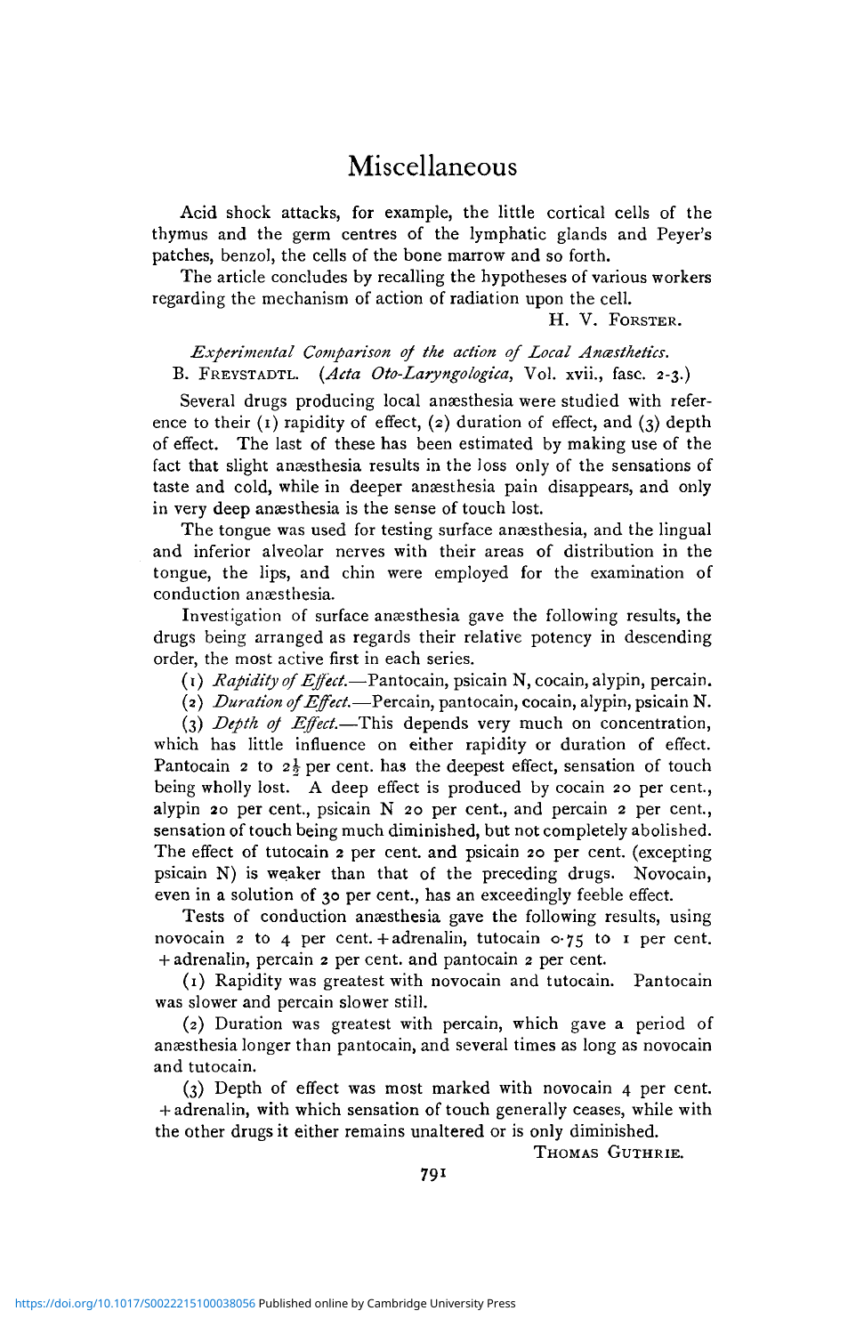Acid shock attacks, for example, the little cortical cells of the thymus and the germ centres of the lymphatic glands and Peyer's patches, benzol, the cells of the bone marrow and so forth.

The article concludes by recalling the hypotheses of various workers regarding the mechanism of action of radiation upon the cell.

H. V. FORSTER.

*Experimental Comparison of the action of Local Anæsthetics.* B. FREYSTADTL. (*Acta Oto-Laryngologica*, Vol. xvii., fasc. 2-3.)

Several drugs producing local anæsthesia were studied with reference to their (1) rapidity of effect, (2) duration of effect, and (3) depth of effect. The last of these has been estimated by making use of the fact that slight anæsthesia results in the loss only of the sensations of taste and cold, while in deeper anæsthesia pain disappears, and only in very deep anæsthesia is the sense of touch lost.

The tongue was used for testing surface anæsthesia, and the lingual and inferior alveolar nerves with their areas of distribution in the tongue, the lips, and chin were employed for the examination of conduction anæsthesia.

Investigation of surface anæsthesia gave the following results, the drugs being arranged as regards their relative potency in descending order, the most active first in each series.

(1) *Rapidity of Effect.*—Pantocain, psicain N, cocain, alypin, percain.

(2) *Duration of Effect.*—Percain, pantocain, cocain, alypin, psicain N.

(3) *Depth of Effect.*—This depends very much on concentration, which has little influence on either rapidity or duration of effect. Pantocain 2 to 2½ per cent. has the deepest effect, sensation of touch being wholly lost. A deep effect is produced by cocain 20 per cent., alypin 20 per cent., psicain N 20 per cent., and percain 2 per cent., sensation of touch being much diminished, but not completely abolished. The effect of tutocain 2 per cent. and psicain 20 per cent. (excepting psicain N) is weaker than that of the preceding drugs. Novocain, even in a solution of 30 per cent., has an exceedingly feeble effect.

Tests of conduction anæsthesia gave the following results, using novocain 2 to 4 per cent. + adrenalin, tutocain 0·75 to 1 per cent. + adrenalin, percain 2 per cent. and pantocain 2 per cent.

(1) Rapidity was greatest with novocain and tutocain. Pantocain was slower and percain slower still.

(2) Duration was greatest with percain, which gave a period of anæsthesia longer than pantocain, and several times as long as novocain and tutocain.

(3) Depth of effect was most marked with novocain 4 per cent. + adrenalin, with which sensation of touch generally ceases, while with the other drugs it either remains unaltered or is only diminished.

THOMAS GUTHRIE.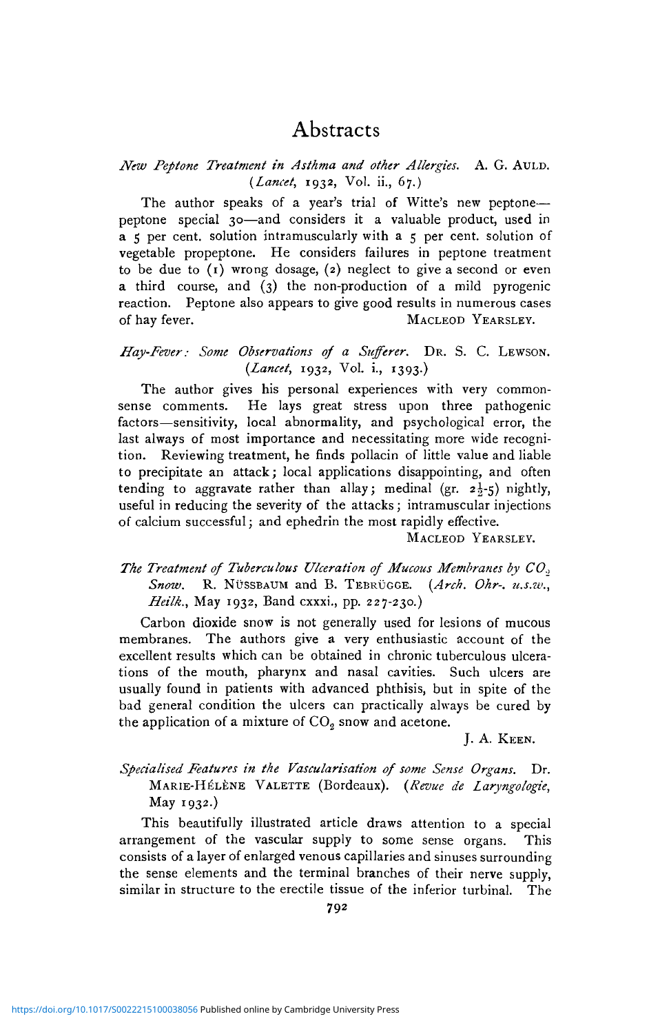# Abstracts

*New Peptone Treatment in Asthma and other Allergies.* A. G. AULD. (*Lancet*, 1932, Vol. ii., 67.)

The author speaks of a year's trial of Witte's new peptone—peptone special 30—and considers it a valuable product, used in a 5 per cent. solution intramuscularly with a 5 per cent. solution of vegetable propeptone. He considers failures in peptone treatment to be due to (1) wrong dosage, (2) neglect to give a second or even a third course, and (3) the non-production of a mild pyrogenic reaction. Peptone also appears to give good results in numerous cases of hay fever.

MACLEOD YEARSLEY.

*Hay-Fever: Some Observations of a Sufferer.* DR. S. C. LEWSON. (*Lancet*, 1932, Vol. i., 1393.)

The author gives his personal experiences with very commonsense comments. He lays great stress upon three pathogenic factors—sensitivity, local abnormality, and psychological error, the last always of most importance and necessitating more wide recognition. Reviewing treatment, he finds pollacin of little value and liable to precipitate an attack; local applications disappointing, and often tending to aggravate rather than allay; medinal (gr. $2\frac{1}{2}$-5) nightly, useful in reducing the severity of the attacks; intramuscular injections of calcium successful; and ephedrin the most rapidly effective.

MACLEOD YEARSLEY.

*The Treatment of Tuberculous Ulceration of Mucous Membranes by $CO_2$ Snow.* R. NÜSSBAUM and B. TEBRÜGGE. (*Arch. Ohr-. u.s.w., Heilk.*, May 1932, Band cxxxi., pp. 227-230.)

Carbon dioxide snow is not generally used for lesions of mucous membranes. The authors give a very enthusiastic account of the excellent results which can be obtained in chronic tuberculous ulcerations of the mouth, pharynx and nasal cavities. Such ulcers are usually found in patients with advanced phthisis, but in spite of the bad general condition the ulcers can practically always be cured by the application of a mixture of $CO_2$ snow and acetone.

J. A. KEEN.

*Specialised Features in the Vascularisation of some Sense Organs.* Dr. MARIE-HÉLÈNE VALETTE (Bordeaux). (*Revue de Laryngologie*, May 1932.)

This beautifully illustrated article draws attention to a special arrangement of the vascular supply to some sense organs. This consists of a layer of enlarged venous capillaries and sinuses surrounding the sense elements and the terminal branches of their nerve supply, similar in structure to the erectile tissue of the inferior turbinal. The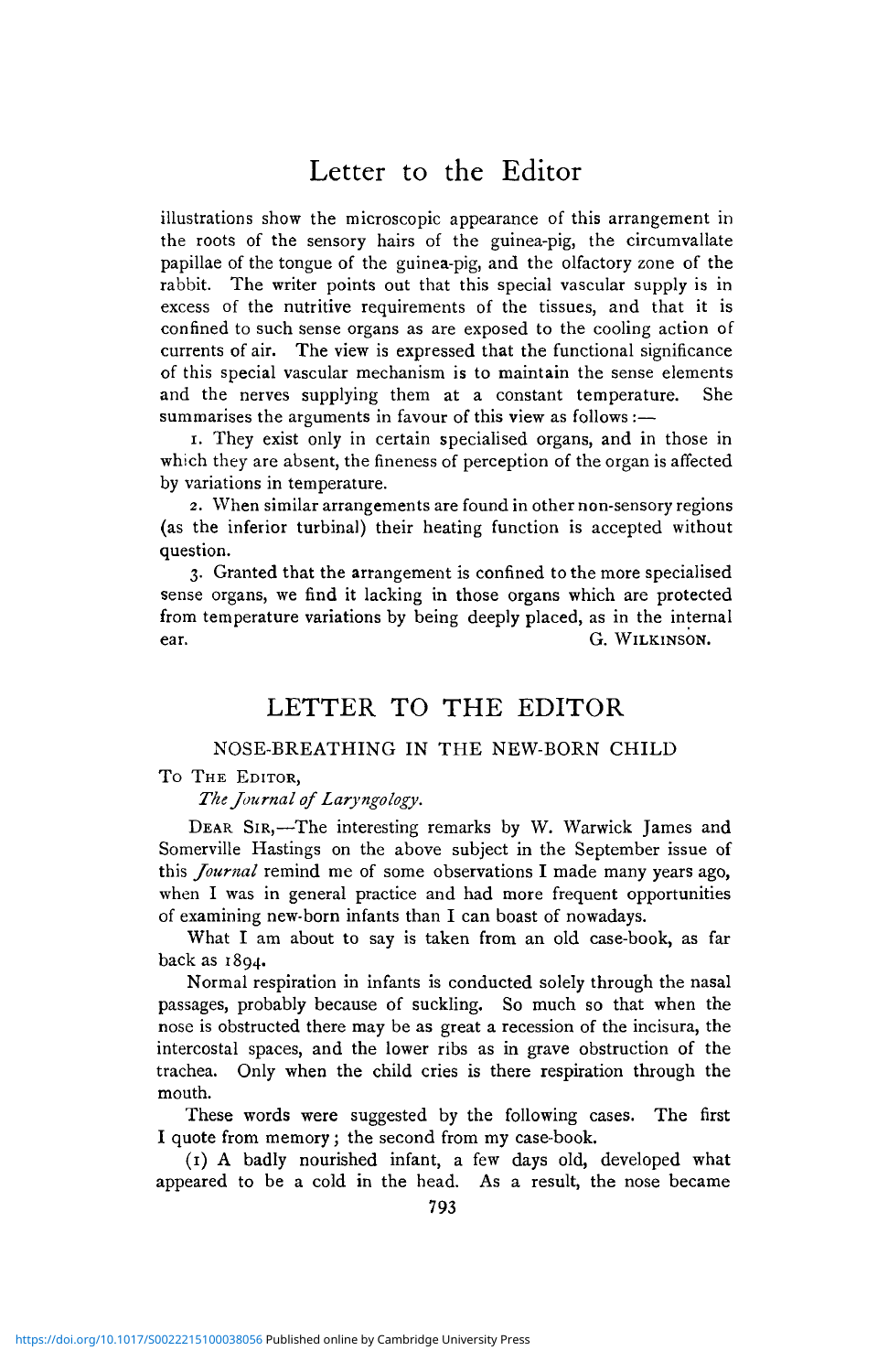illustrations show the microscopic appearance of this arrangement in the roots of the sensory hairs of the guinea-pig, the circumvallate papillae of the tongue of the guinea-pig, and the olfactory zone of the rabbit. The writer points out that this special vascular supply is in excess of the nutritive requirements of the tissues, and that it is confined to such sense organs as are exposed to the cooling action of currents of air. The view is expressed that the functional significance of this special vascular mechanism is to maintain the sense elements and the nerves supplying them at a constant temperature. She summarises the arguments in favour of this view as follows:—

1. They exist only in certain specialised organs, and in those in which they are absent, the fineness of perception of the organ is affected by variations in temperature.

2. When similar arrangements are found in other non-sensory regions (as the inferior turbinal) their heating function is accepted without question.

3. Granted that the arrangement is confined to the more specialised sense organs, we find it lacking in those organs which are protected from temperature variations by being deeply placed, as in the internal ear. G. WILKINSON.

# LETTER TO THE EDITOR

## NOSE-BREATHING IN THE NEW-BORN CHILD

TO THE EDITOR,
*The Journal of Laryngology.*

DEAR SIR,—The interesting remarks by W. Warwick James and Somerville Hastings on the above subject in the September issue of this *Journal* remind me of some observations I made many years ago, when I was in general practice and had more frequent opportunities of examining new-born infants than I can boast of nowadays.

What I am about to say is taken from an old case-book, as far back as 1894.

Normal respiration in infants is conducted solely through the nasal passages, probably because of suckling. So much so that when the nose is obstructed there may be as great a recession of the incisura, the intercostal spaces, and the lower ribs as in grave obstruction of the trachea. Only when the child cries is there respiration through the mouth.

These words were suggested by the following cases. The first I quote from memory; the second from my case-book.

(1) A badly nourished infant, a few days old, developed what appeared to be a cold in the head. As a result, the nose became